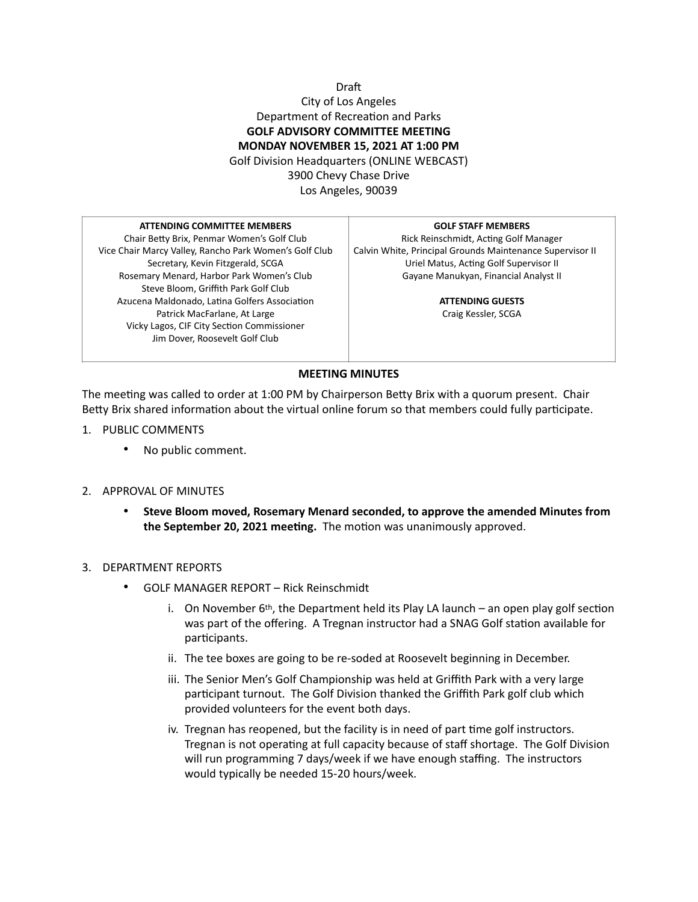Draft

City of Los Angeles

Department of Recreation and Parks

**GOLF ADVISORY COMMITTEE MEETING**

**MONDAY NOVEMBER 15, 2021 AT 1:00 PM**

Golf Division Headquarters (ONLINE WEBCAST)

3900 Chevy Chase Drive

Los Angeles, 90039

| ATTENDING COMMITTEE MEMBERS | GOLF STAFF MEMBERS |
|---|---|
| Chair Betty Brix, Penmar Women's Golf Club<br>Vice Chair Marcy Valley, Rancho Park Women's Golf Club<br>Secretary, Kevin Fitzgerald, SCGA<br>Rosemary Menard, Harbor Park Women's Club<br>Steve Bloom, Griffith Park Golf Club<br>Azucena Maldonado, Latina Golfers Association<br>Patrick MacFarlane, At Large<br>Vicky Lagos, CIF City Section Commissioner<br>Jim Dover, Roosevelt Golf Club | Rick Reinschmidt, Acting Golf Manager<br>Calvin White, Principal Grounds Maintenance Supervisor II<br>Uriel Matus, Acting Golf Supervisor II<br>Gayane Manukyan, Financial Analyst II<br><br>**ATTENDING GUESTS**<br>Craig Kessler, SCGA |

**MEETING MINUTES**

The meeting was called to order at 1:00 PM by Chairperson Betty Brix with a quorum present. Chair Betty Brix shared information about the virtual online forum so that members could fully participate.

1. PUBLIC COMMENTS
   - No public comment.

2. APPROVAL OF MINUTES
   - **Steve Bloom moved, Rosemary Menard seconded, to approve the amended Minutes from the September 20, 2021 meeting.** The motion was unanimously approved.

3. DEPARTMENT REPORTS
   - GOLF MANAGER REPORT – Rick Reinschmidt
     i. On November 6th, the Department held its Play LA launch – an open play golf section was part of the offering. A Tregnan instructor had a SNAG Golf station available for participants.
     ii. The tee boxes are going to be re-soded at Roosevelt beginning in December.
     iii. The Senior Men's Golf Championship was held at Griffith Park with a very large participant turnout. The Golf Division thanked the Griffith Park golf club which provided volunteers for the event both days.
     iv. Tregnan has reopened, but the facility is in need of part time golf instructors. Tregnan is not operating at full capacity because of staff shortage. The Golf Division will run programming 7 days/week if we have enough staffing. The instructors would typically be needed 15-20 hours/week.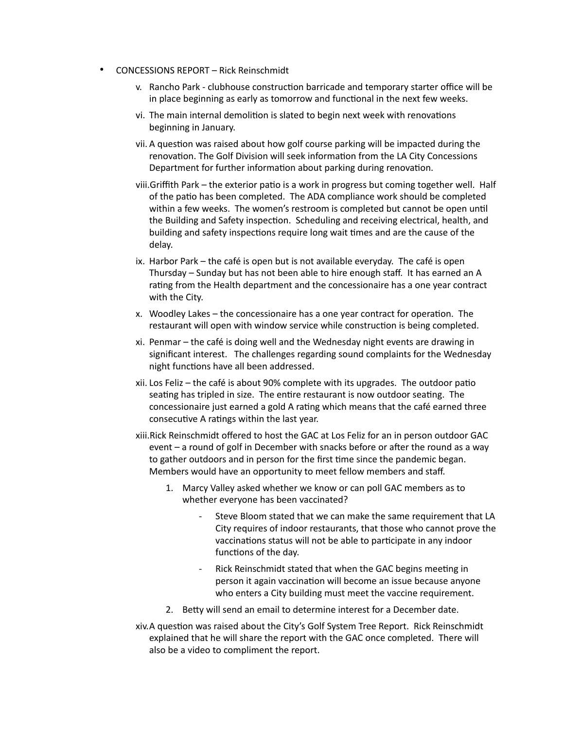- CONCESSIONS REPORT – Rick Reinschmidt

    v. Rancho Park - clubhouse construction barricade and temporary starter office will be in place beginning as early as tomorrow and functional in the next few weeks.

    vi. The main internal demolition is slated to begin next week with renovations beginning in January.

    vii. A question was raised about how golf course parking will be impacted during the renovation. The Golf Division will seek information from the LA City Concessions Department for further information about parking during renovation.

    viii. Griffith Park – the exterior patio is a work in progress but coming together well. Half of the patio has been completed. The ADA compliance work should be completed within a few weeks. The women's restroom is completed but cannot be open until the Building and Safety inspection. Scheduling and receiving electrical, health, and building and safety inspections require long wait times and are the cause of the delay.

    ix. Harbor Park – the café is open but is not available everyday. The café is open Thursday – Sunday but has not been able to hire enough staff. It has earned an A rating from the Health department and the concessionaire has a one year contract with the City.

    x. Woodley Lakes – the concessionaire has a one year contract for operation. The restaurant will open with window service while construction is being completed.

    xi. Penmar – the café is doing well and the Wednesday night events are drawing in significant interest. The challenges regarding sound complaints for the Wednesday night functions have all been addressed.

    xii. Los Feliz – the café is about 90% complete with its upgrades. The outdoor patio seating has tripled in size. The entire restaurant is now outdoor seating. The concessionaire just earned a gold A rating which means that the café earned three consecutive A ratings within the last year.

    xiii. Rick Reinschmidt offered to host the GAC at Los Feliz for an in person outdoor GAC event – a round of golf in December with snacks before or after the round as a way to gather outdoors and in person for the first time since the pandemic began. Members would have an opportunity to meet fellow members and staff.

        1. Marcy Valley asked whether we know or can poll GAC members as to whether everyone has been vaccinated?

            - Steve Bloom stated that we can make the same requirement that LA City requires of indoor restaurants, that those who cannot prove the vaccinations status will not be able to participate in any indoor functions of the day.

            - Rick Reinschmidt stated that when the GAC begins meeting in person it again vaccination will become an issue because anyone who enters a City building must meet the vaccine requirement.

        2. Betty will send an email to determine interest for a December date.

    xiv. A question was raised about the City's Golf System Tree Report. Rick Reinschmidt explained that he will share the report with the GAC once completed. There will also be a video to compliment the report.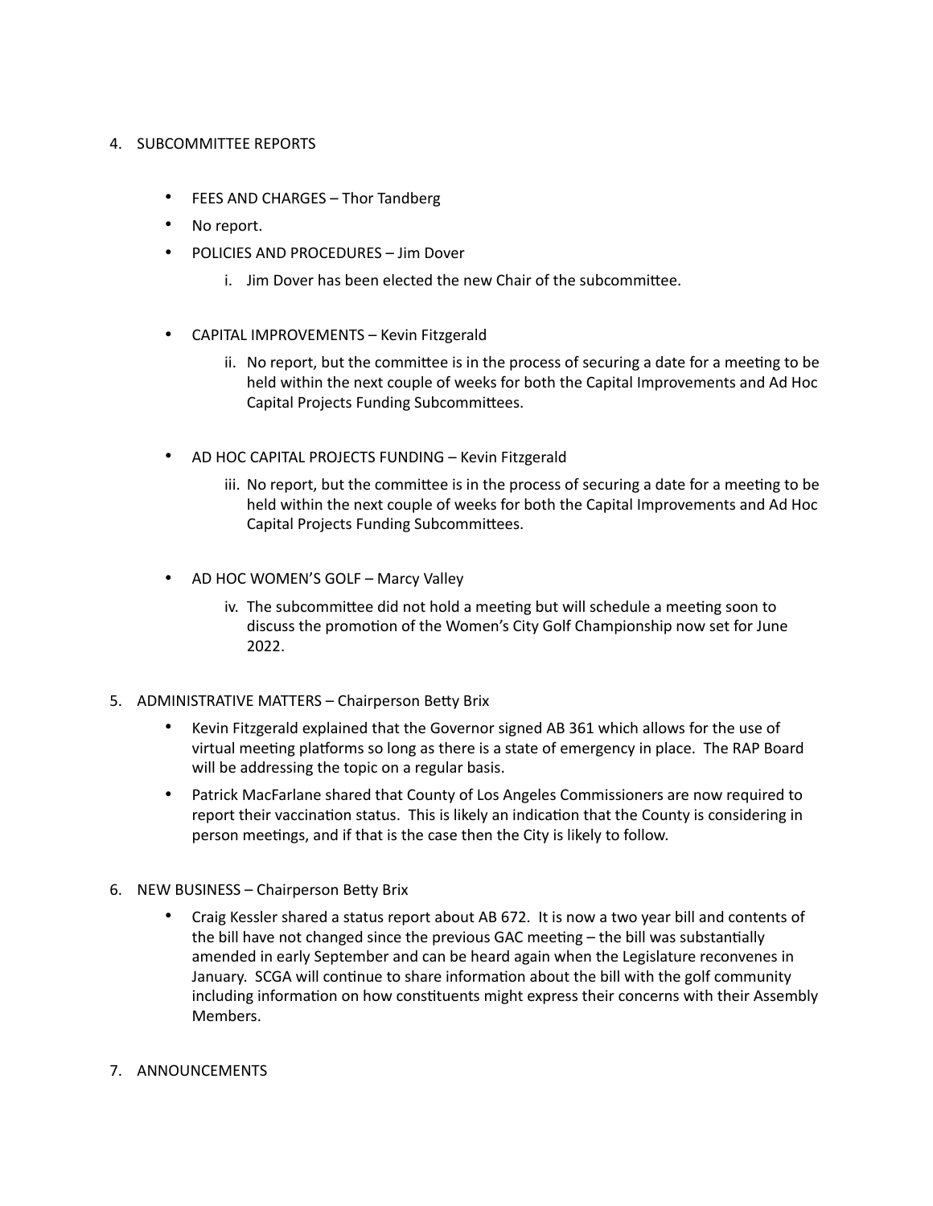4. SUBCOMMITTEE REPORTS

- FEES AND CHARGES – Thor Tandberg
- No report.
- POLICIES AND PROCEDURES – Jim Dover
    i. Jim Dover has been elected the new Chair of the subcommittee.

- CAPITAL IMPROVEMENTS – Kevin Fitzgerald
    ii. No report, but the committee is in the process of securing a date for a meeting to be held within the next couple of weeks for both the Capital Improvements and Ad Hoc Capital Projects Funding Subcommittees.

- AD HOC CAPITAL PROJECTS FUNDING – Kevin Fitzgerald
    iii. No report, but the committee is in the process of securing a date for a meeting to be held within the next couple of weeks for both the Capital Improvements and Ad Hoc Capital Projects Funding Subcommittees.

- AD HOC WOMEN'S GOLF – Marcy Valley
    iv. The subcommittee did not hold a meeting but will schedule a meeting soon to discuss the promotion of the Women's City Golf Championship now set for June 2022.

5. ADMINISTRATIVE MATTERS – Chairperson Betty Brix

- Kevin Fitzgerald explained that the Governor signed AB 361 which allows for the use of virtual meeting platforms so long as there is a state of emergency in place. The RAP Board will be addressing the topic on a regular basis.
- Patrick MacFarlane shared that County of Los Angeles Commissioners are now required to report their vaccination status. This is likely an indication that the County is considering in person meetings, and if that is the case then the City is likely to follow.

6. NEW BUSINESS – Chairperson Betty Brix

- Craig Kessler shared a status report about AB 672. It is now a two year bill and contents of the bill have not changed since the previous GAC meeting – the bill was substantially amended in early September and can be heard again when the Legislature reconvenes in January. SCGA will continue to share information about the bill with the golf community including information on how constituents might express their concerns with their Assembly Members.

7. ANNOUNCEMENTS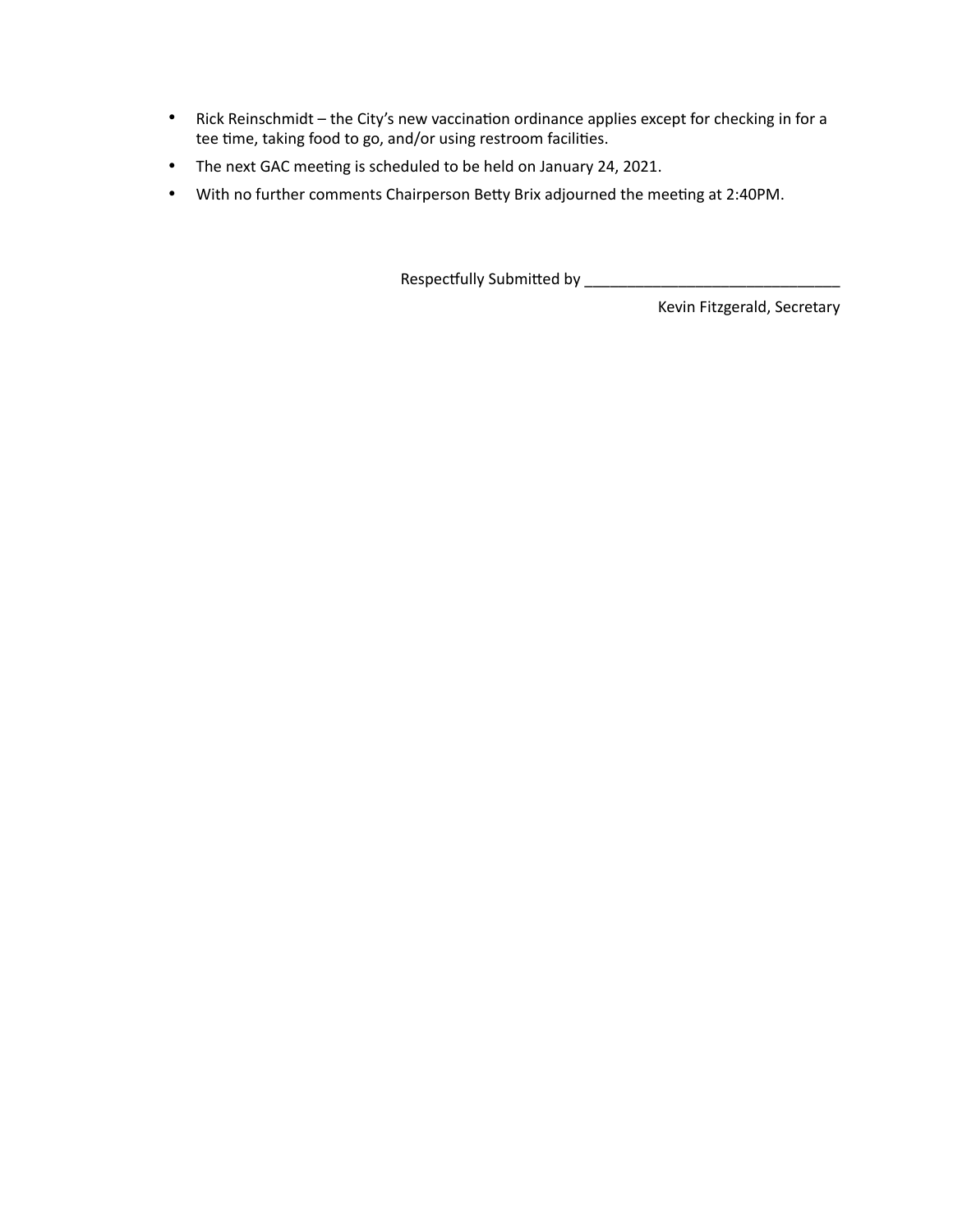- Rick Reinschmidt – the City's new vaccination ordinance applies except for checking in for a tee time, taking food to go, and/or using restroom facilities.
- The next GAC meeting is scheduled to be held on January 24, 2021.
- With no further comments Chairperson Betty Brix adjourned the meeting at 2:40PM.

Respectfully Submitted by _______________________________

Kevin Fitzgerald, Secretary